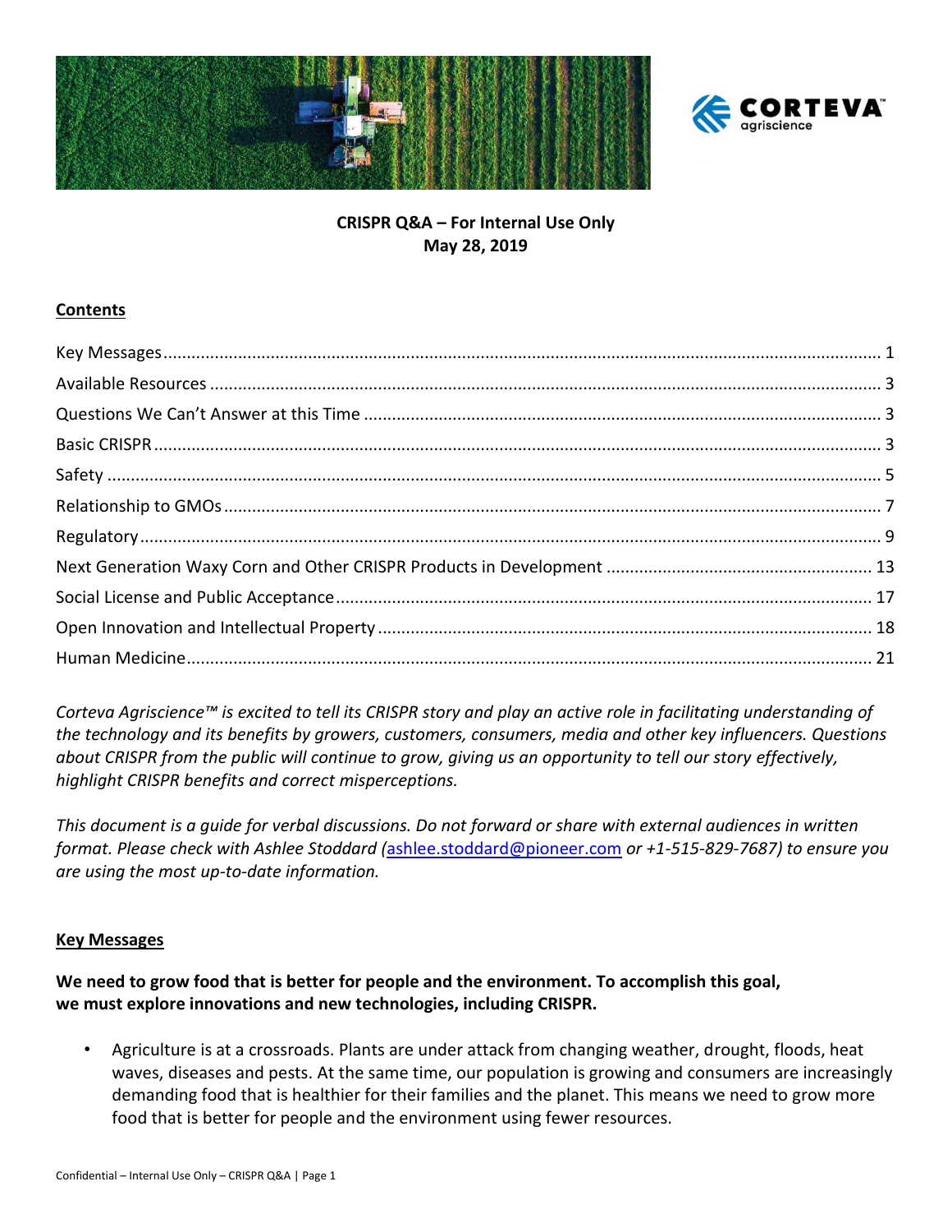**CRISPR Q&A – For Internal Use Only**
**May 28, 2019**

## Contents

Key Messages ........................................................................ 1
Available Resources ................................................................ 3
Questions We Can't Answer at this Time ........................................... 3
Basic CRISPR ........................................................................ 3
Safety ................................................................................ 5
Relationship to GMOs ............................................................... 7
Regulatory ........................................................................... 9
Next Generation Waxy Corn and Other CRISPR Products in Development ......... 13
Social License and Public Acceptance ............................................... 17
Open Innovation and Intellectual Property ......................................... 18
Human Medicine ...................................................................... 21

*Corteva Agriscience™ is excited to tell its CRISPR story and play an active role in facilitating understanding of the technology and its benefits by growers, customers, consumers, media and other key influencers. Questions about CRISPR from the public will continue to grow, giving us an opportunity to tell our story effectively, highlight CRISPR benefits and correct misperceptions.*

*This document is a guide for verbal discussions. Do not forward or share with external audiences in written format. Please check with Ashlee Stoddard (ashlee.stoddard@pioneer.com or +1-515-829-7687) to ensure you are using the most up-to-date information.*

## Key Messages

**We need to grow food that is better for people and the environment. To accomplish this goal, we must explore innovations and new technologies, including CRISPR.**

- Agriculture is at a crossroads. Plants are under attack from changing weather, drought, floods, heat waves, diseases and pests. At the same time, our population is growing and consumers are increasingly demanding food that is healthier for their families and the planet. This means we need to grow more food that is better for people and the environment using fewer resources.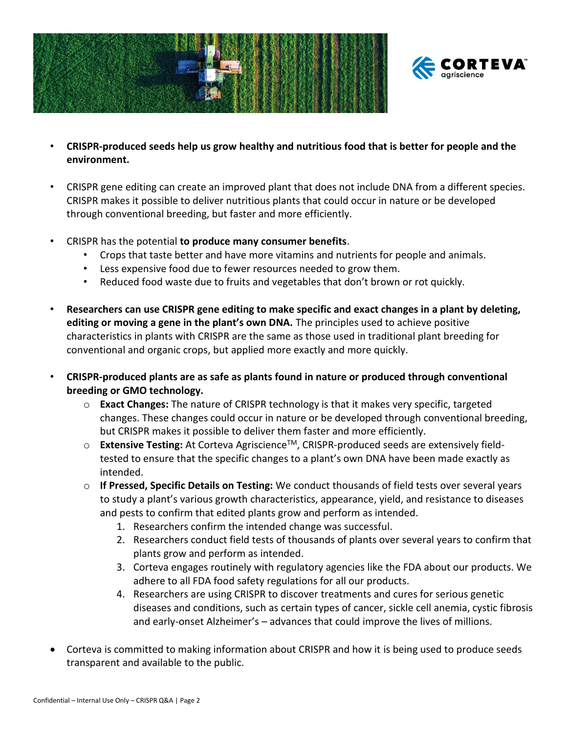- **CRISPR-produced seeds help us grow healthy and nutritious food that is better for people and the environment.**

- CRISPR gene editing can create an improved plant that does not include DNA from a different species. CRISPR makes it possible to deliver nutritious plants that could occur in nature or be developed through conventional breeding, but faster and more efficiently.

- CRISPR has the potential **to produce many consumer benefits**.
    - Crops that taste better and have more vitamins and nutrients for people and animals.
    - Less expensive food due to fewer resources needed to grow them.
    - Reduced food waste due to fruits and vegetables that don't brown or rot quickly.

- **Researchers can use CRISPR gene editing to make specific and exact changes in a plant by deleting, editing or moving a gene in the plant's own DNA.** The principles used to achieve positive characteristics in plants with CRISPR are the same as those used in traditional plant breeding for conventional and organic crops, but applied more exactly and more quickly.

- **CRISPR-produced plants are as safe as plants found in nature or produced through conventional breeding or GMO technology.**
    - **Exact Changes:** The nature of CRISPR technology is that it makes very specific, targeted changes. These changes could occur in nature or be developed through conventional breeding, but CRISPR makes it possible to deliver them faster and more efficiently.
    - **Extensive Testing:** At Corteva Agriscience™, CRISPR-produced seeds are extensively field-tested to ensure that the specific changes to a plant's own DNA have been made exactly as intended.
    - **If Pressed, Specific Details on Testing:** We conduct thousands of field tests over several years to study a plant's various growth characteristics, appearance, yield, and resistance to diseases and pests to confirm that edited plants grow and perform as intended.
        1. Researchers confirm the intended change was successful.
        2. Researchers conduct field tests of thousands of plants over several years to confirm that plants grow and perform as intended.
        3. Corteva engages routinely with regulatory agencies like the FDA about our products. We adhere to all FDA food safety regulations for all our products.
        4. Researchers are using CRISPR to discover treatments and cures for serious genetic diseases and conditions, such as certain types of cancer, sickle cell anemia, cystic fibrosis and early-onset Alzheimer's – advances that could improve the lives of millions.

- Corteva is committed to making information about CRISPR and how it is being used to produce seeds transparent and available to the public.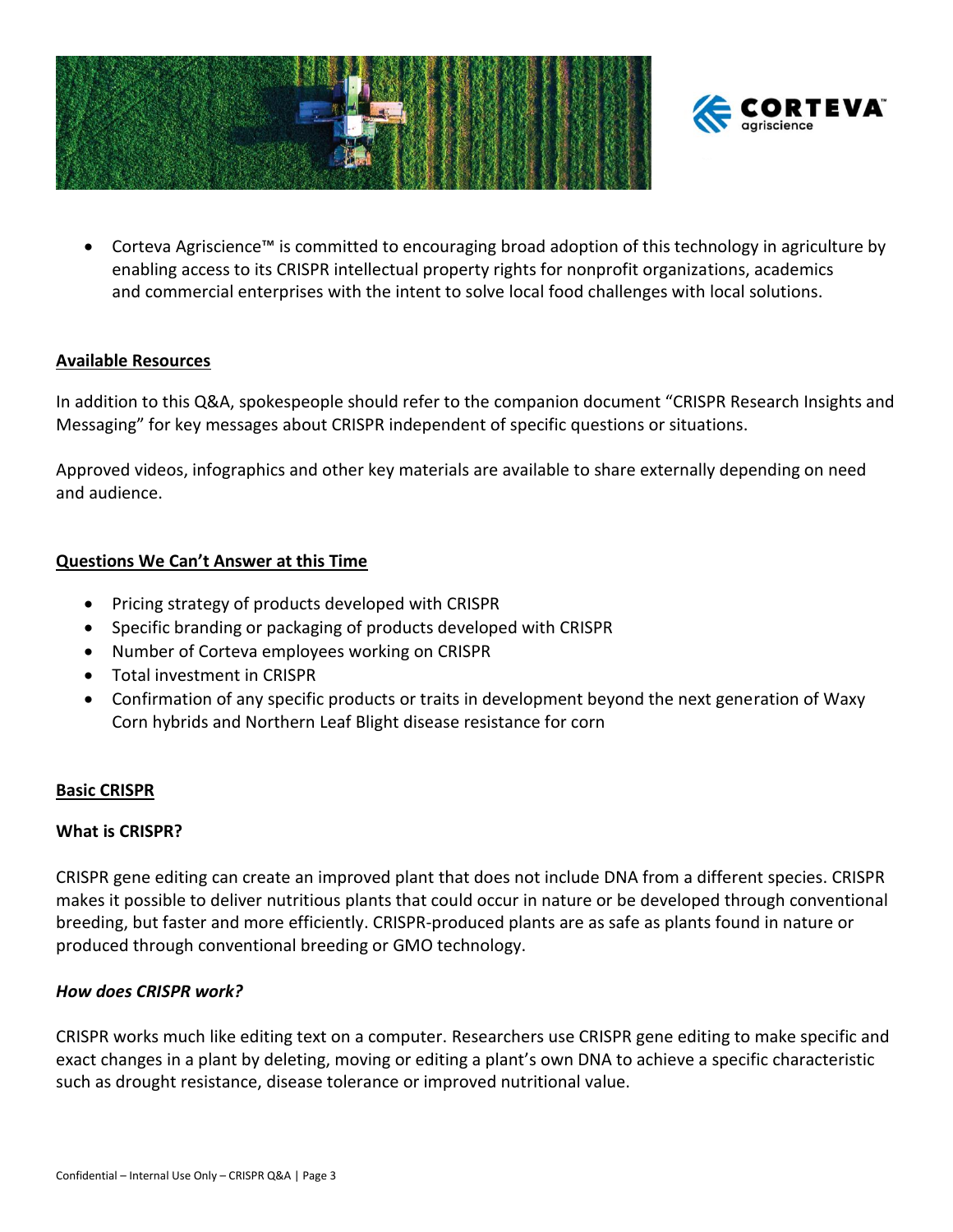- Corteva Agriscience™ is committed to encouraging broad adoption of this technology in agriculture by enabling access to its CRISPR intellectual property rights for nonprofit organizations, academics and commercial enterprises with the intent to solve local food challenges with local solutions.

## Available Resources

In addition to this Q&A, spokespeople should refer to the companion document "CRISPR Research Insights and Messaging" for key messages about CRISPR independent of specific questions or situations.

Approved videos, infographics and other key materials are available to share externally depending on need and audience.

## Questions We Can't Answer at this Time

- Pricing strategy of products developed with CRISPR
- Specific branding or packaging of products developed with CRISPR
- Number of Corteva employees working on CRISPR
- Total investment in CRISPR
- Confirmation of any specific products or traits in development beyond the next generation of Waxy Corn hybrids and Northern Leaf Blight disease resistance for corn

## Basic CRISPR

### What is CRISPR?

CRISPR gene editing can create an improved plant that does not include DNA from a different species. CRISPR makes it possible to deliver nutritious plants that could occur in nature or be developed through conventional breeding, but faster and more efficiently. CRISPR-produced plants are as safe as plants found in nature or produced through conventional breeding or GMO technology.

### *How does CRISPR work?*

CRISPR works much like editing text on a computer. Researchers use CRISPR gene editing to make specific and exact changes in a plant by deleting, moving or editing a plant's own DNA to achieve a specific characteristic such as drought resistance, disease tolerance or improved nutritional value.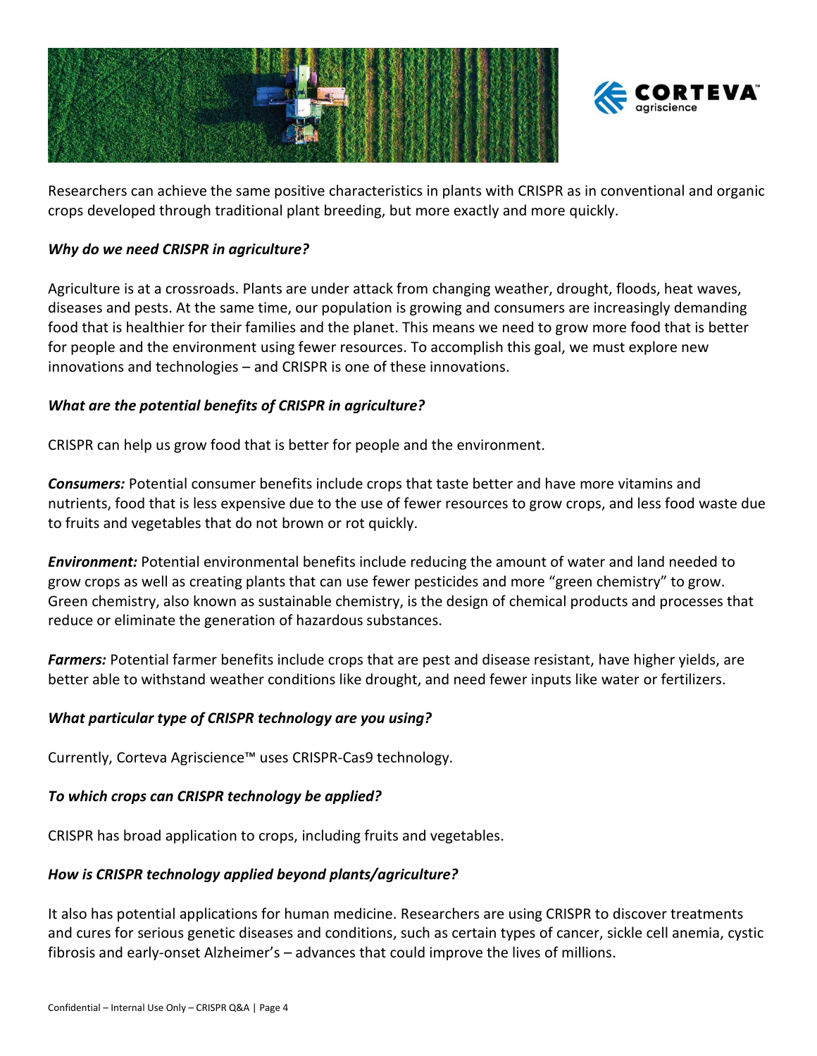Researchers can achieve the same positive characteristics in plants with CRISPR as in conventional and organic crops developed through traditional plant breeding, but more exactly and more quickly.

***Why do we need CRISPR in agriculture?***

Agriculture is at a crossroads. Plants are under attack from changing weather, drought, floods, heat waves, diseases and pests. At the same time, our population is growing and consumers are increasingly demanding food that is healthier for their families and the planet. This means we need to grow more food that is better for people and the environment using fewer resources. To accomplish this goal, we must explore new innovations and technologies – and CRISPR is one of these innovations.

***What are the potential benefits of CRISPR in agriculture?***

CRISPR can help us grow food that is better for people and the environment.

***Consumers:*** Potential consumer benefits include crops that taste better and have more vitamins and nutrients, food that is less expensive due to the use of fewer resources to grow crops, and less food waste due to fruits and vegetables that do not brown or rot quickly.

***Environment:*** Potential environmental benefits include reducing the amount of water and land needed to grow crops as well as creating plants that can use fewer pesticides and more "green chemistry" to grow. Green chemistry, also known as sustainable chemistry, is the design of chemical products and processes that reduce or eliminate the generation of hazardous substances.

***Farmers:*** Potential farmer benefits include crops that are pest and disease resistant, have higher yields, are better able to withstand weather conditions like drought, and need fewer inputs like water or fertilizers.

***What particular type of CRISPR technology are you using?***

Currently, Corteva Agriscience™ uses CRISPR-Cas9 technology.

***To which crops can CRISPR technology be applied?***

CRISPR has broad application to crops, including fruits and vegetables.

***How is CRISPR technology applied beyond plants/agriculture?***

It also has potential applications for human medicine. Researchers are using CRISPR to discover treatments and cures for serious genetic diseases and conditions, such as certain types of cancer, sickle cell anemia, cystic fibrosis and early-onset Alzheimer's – advances that could improve the lives of millions.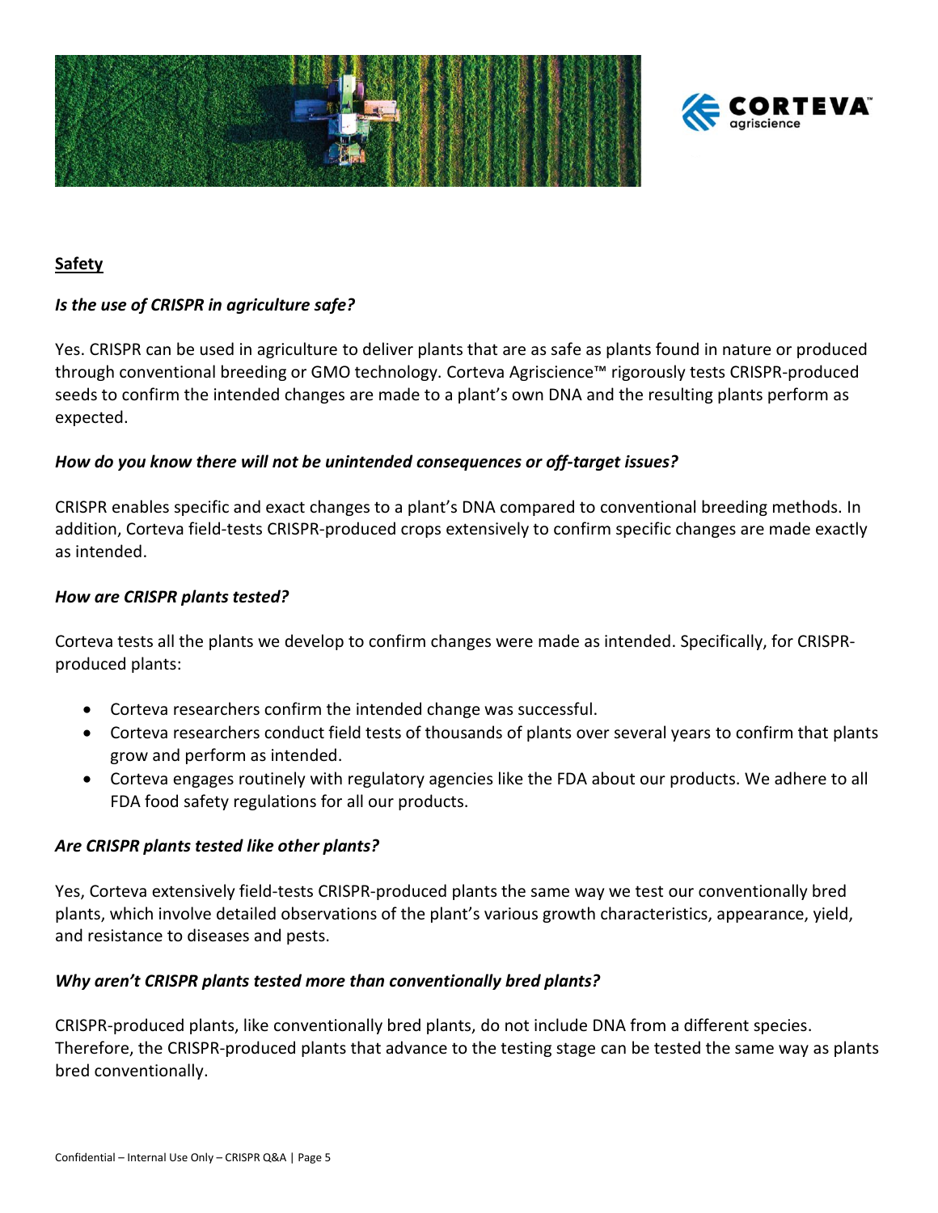## Safety

***Is the use of CRISPR in agriculture safe?***

Yes. CRISPR can be used in agriculture to deliver plants that are as safe as plants found in nature or produced through conventional breeding or GMO technology. Corteva Agriscience™ rigorously tests CRISPR-produced seeds to confirm the intended changes are made to a plant's own DNA and the resulting plants perform as expected.

***How do you know there will not be unintended consequences or off-target issues?***

CRISPR enables specific and exact changes to a plant's DNA compared to conventional breeding methods. In addition, Corteva field-tests CRISPR-produced crops extensively to confirm specific changes are made exactly as intended.

***How are CRISPR plants tested?***

Corteva tests all the plants we develop to confirm changes were made as intended. Specifically, for CRISPR-produced plants:

- Corteva researchers confirm the intended change was successful.
- Corteva researchers conduct field tests of thousands of plants over several years to confirm that plants grow and perform as intended.
- Corteva engages routinely with regulatory agencies like the FDA about our products. We adhere to all FDA food safety regulations for all our products.

***Are CRISPR plants tested like other plants?***

Yes, Corteva extensively field-tests CRISPR-produced plants the same way we test our conventionally bred plants, which involve detailed observations of the plant's various growth characteristics, appearance, yield, and resistance to diseases and pests.

***Why aren't CRISPR plants tested more than conventionally bred plants?***

CRISPR-produced plants, like conventionally bred plants, do not include DNA from a different species. Therefore, the CRISPR-produced plants that advance to the testing stage can be tested the same way as plants bred conventionally.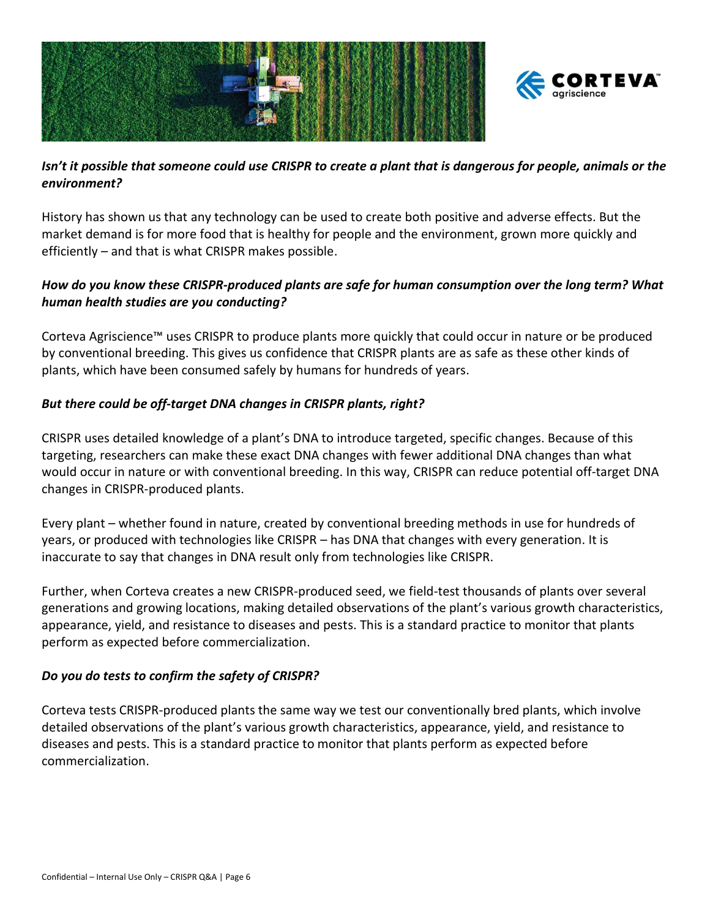***Isn't it possible that someone could use CRISPR to create a plant that is dangerous for people, animals or the environment?***

History has shown us that any technology can be used to create both positive and adverse effects. But the market demand is for more food that is healthy for people and the environment, grown more quickly and efficiently – and that is what CRISPR makes possible.

***How do you know these CRISPR-produced plants are safe for human consumption over the long term? What human health studies are you conducting?***

Corteva Agriscience™ uses CRISPR to produce plants more quickly that could occur in nature or be produced by conventional breeding. This gives us confidence that CRISPR plants are as safe as these other kinds of plants, which have been consumed safely by humans for hundreds of years.

***But there could be off-target DNA changes in CRISPR plants, right?***

CRISPR uses detailed knowledge of a plant's DNA to introduce targeted, specific changes. Because of this targeting, researchers can make these exact DNA changes with fewer additional DNA changes than what would occur in nature or with conventional breeding. In this way, CRISPR can reduce potential off-target DNA changes in CRISPR-produced plants.

Every plant – whether found in nature, created by conventional breeding methods in use for hundreds of years, or produced with technologies like CRISPR – has DNA that changes with every generation. It is inaccurate to say that changes in DNA result only from technologies like CRISPR.

Further, when Corteva creates a new CRISPR-produced seed, we field-test thousands of plants over several generations and growing locations, making detailed observations of the plant's various growth characteristics, appearance, yield, and resistance to diseases and pests. This is a standard practice to monitor that plants perform as expected before commercialization.

***Do you do tests to confirm the safety of CRISPR?***

Corteva tests CRISPR-produced plants the same way we test our conventionally bred plants, which involve detailed observations of the plant's various growth characteristics, appearance, yield, and resistance to diseases and pests. This is a standard practice to monitor that plants perform as expected before commercialization.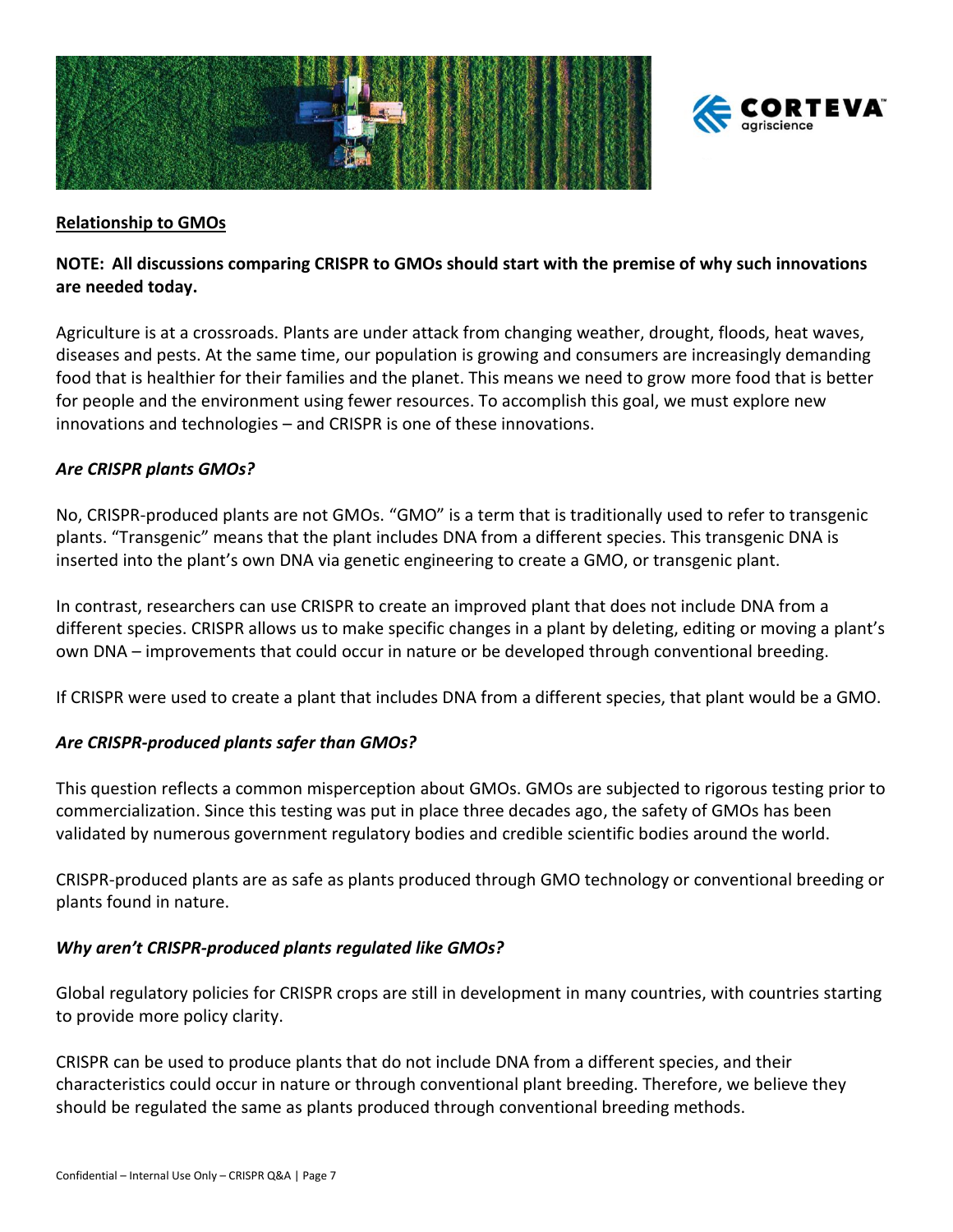**Relationship to GMOs**

**NOTE: All discussions comparing CRISPR to GMOs should start with the premise of why such innovations are needed today.**

Agriculture is at a crossroads. Plants are under attack from changing weather, drought, floods, heat waves, diseases and pests. At the same time, our population is growing and consumers are increasingly demanding food that is healthier for their families and the planet. This means we need to grow more food that is better for people and the environment using fewer resources. To accomplish this goal, we must explore new innovations and technologies – and CRISPR is one of these innovations.

***Are CRISPR plants GMOs?***

No, CRISPR-produced plants are not GMOs. "GMO" is a term that is traditionally used to refer to transgenic plants. "Transgenic" means that the plant includes DNA from a different species. This transgenic DNA is inserted into the plant's own DNA via genetic engineering to create a GMO, or transgenic plant.

In contrast, researchers can use CRISPR to create an improved plant that does not include DNA from a different species. CRISPR allows us to make specific changes in a plant by deleting, editing or moving a plant's own DNA – improvements that could occur in nature or be developed through conventional breeding.

If CRISPR were used to create a plant that includes DNA from a different species, that plant would be a GMO.

***Are CRISPR-produced plants safer than GMOs?***

This question reflects a common misperception about GMOs. GMOs are subjected to rigorous testing prior to commercialization. Since this testing was put in place three decades ago, the safety of GMOs has been validated by numerous government regulatory bodies and credible scientific bodies around the world.

CRISPR-produced plants are as safe as plants produced through GMO technology or conventional breeding or plants found in nature.

***Why aren't CRISPR-produced plants regulated like GMOs?***

Global regulatory policies for CRISPR crops are still in development in many countries, with countries starting to provide more policy clarity.

CRISPR can be used to produce plants that do not include DNA from a different species, and their characteristics could occur in nature or through conventional plant breeding. Therefore, we believe they should be regulated the same as plants produced through conventional breeding methods.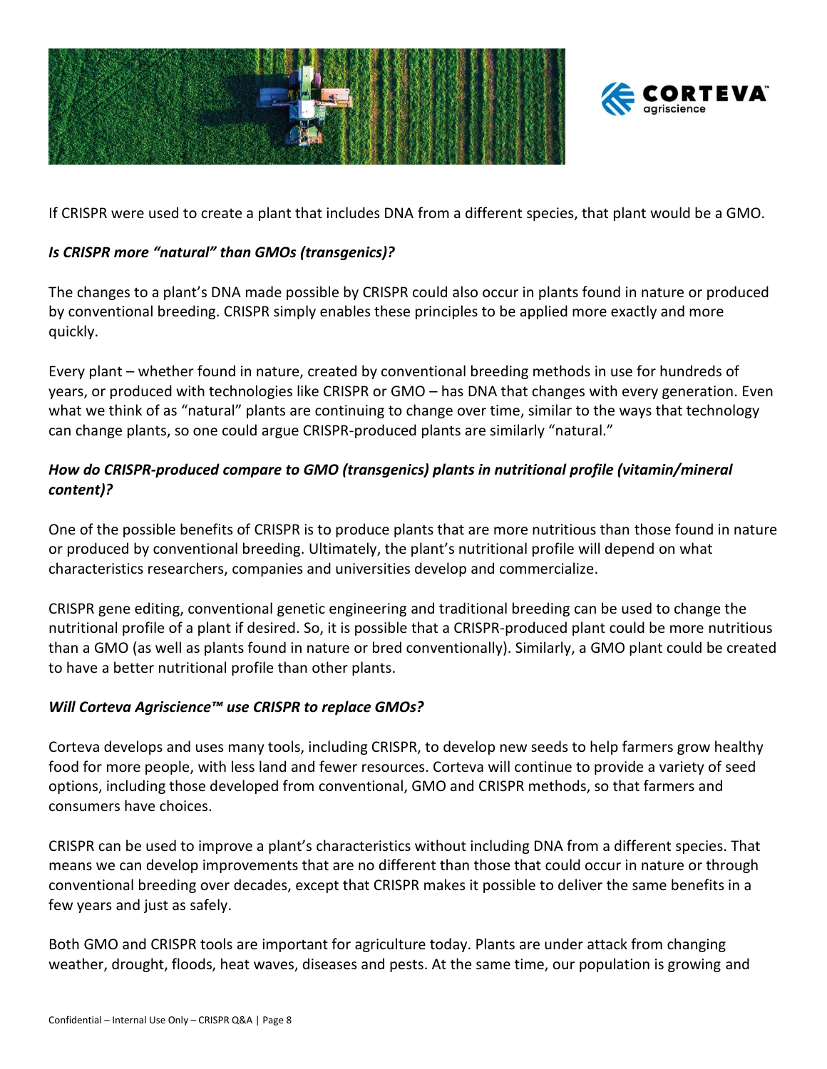If CRISPR were used to create a plant that includes DNA from a different species, that plant would be a GMO.

***Is CRISPR more "natural" than GMOs (transgenics)?***

The changes to a plant's DNA made possible by CRISPR could also occur in plants found in nature or produced by conventional breeding. CRISPR simply enables these principles to be applied more exactly and more quickly.

Every plant – whether found in nature, created by conventional breeding methods in use for hundreds of years, or produced with technologies like CRISPR or GMO – has DNA that changes with every generation. Even what we think of as "natural" plants are continuing to change over time, similar to the ways that technology can change plants, so one could argue CRISPR-produced plants are similarly "natural."

***How do CRISPR-produced compare to GMO (transgenics) plants in nutritional profile (vitamin/mineral content)?***

One of the possible benefits of CRISPR is to produce plants that are more nutritious than those found in nature or produced by conventional breeding. Ultimately, the plant's nutritional profile will depend on what characteristics researchers, companies and universities develop and commercialize.

CRISPR gene editing, conventional genetic engineering and traditional breeding can be used to change the nutritional profile of a plant if desired. So, it is possible that a CRISPR-produced plant could be more nutritious than a GMO (as well as plants found in nature or bred conventionally). Similarly, a GMO plant could be created to have a better nutritional profile than other plants.

***Will Corteva Agriscience™ use CRISPR to replace GMOs?***

Corteva develops and uses many tools, including CRISPR, to develop new seeds to help farmers grow healthy food for more people, with less land and fewer resources. Corteva will continue to provide a variety of seed options, including those developed from conventional, GMO and CRISPR methods, so that farmers and consumers have choices.

CRISPR can be used to improve a plant's characteristics without including DNA from a different species. That means we can develop improvements that are no different than those that could occur in nature or through conventional breeding over decades, except that CRISPR makes it possible to deliver the same benefits in a few years and just as safely.

Both GMO and CRISPR tools are important for agriculture today. Plants are under attack from changing weather, drought, floods, heat waves, diseases and pests. At the same time, our population is growing and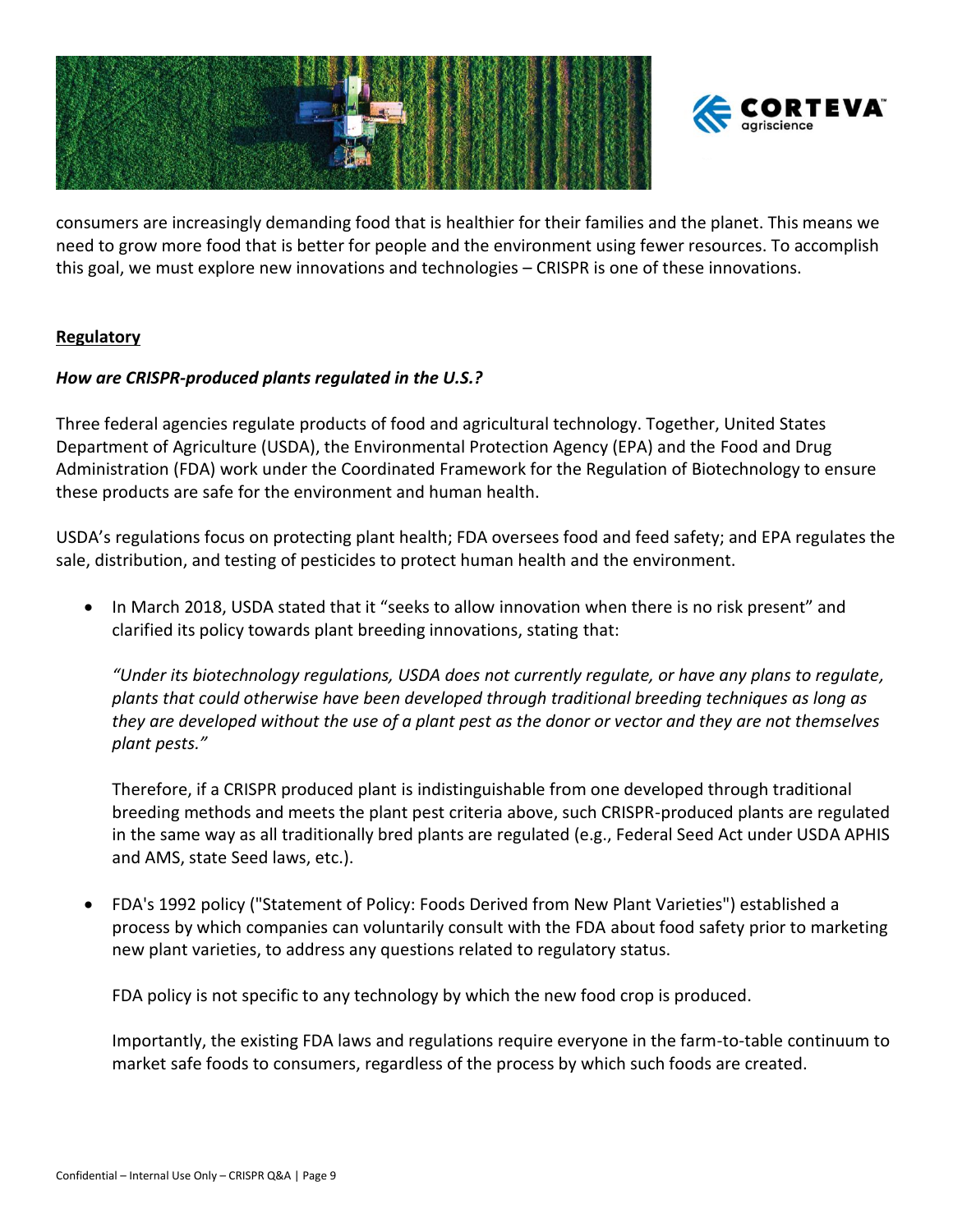consumers are increasingly demanding food that is healthier for their families and the planet. This means we need to grow more food that is better for people and the environment using fewer resources. To accomplish this goal, we must explore new innovations and technologies – CRISPR is one of these innovations.

## Regulatory

### *How are CRISPR-produced plants regulated in the U.S.?*

Three federal agencies regulate products of food and agricultural technology. Together, United States Department of Agriculture (USDA), the Environmental Protection Agency (EPA) and the Food and Drug Administration (FDA) work under the Coordinated Framework for the Regulation of Biotechnology to ensure these products are safe for the environment and human health.

USDA's regulations focus on protecting plant health; FDA oversees food and feed safety; and EPA regulates the sale, distribution, and testing of pesticides to protect human health and the environment.

- In March 2018, USDA stated that it "seeks to allow innovation when there is no risk present" and clarified its policy towards plant breeding innovations, stating that:

  *"Under its biotechnology regulations, USDA does not currently regulate, or have any plans to regulate, plants that could otherwise have been developed through traditional breeding techniques as long as they are developed without the use of a plant pest as the donor or vector and they are not themselves plant pests."*

  Therefore, if a CRISPR produced plant is indistinguishable from one developed through traditional breeding methods and meets the plant pest criteria above, such CRISPR-produced plants are regulated in the same way as all traditionally bred plants are regulated (e.g., Federal Seed Act under USDA APHIS and AMS, state Seed laws, etc.).

- FDA's 1992 policy ("Statement of Policy: Foods Derived from New Plant Varieties") established a process by which companies can voluntarily consult with the FDA about food safety prior to marketing new plant varieties, to address any questions related to regulatory status.

  FDA policy is not specific to any technology by which the new food crop is produced.

  Importantly, the existing FDA laws and regulations require everyone in the farm-to-table continuum to market safe foods to consumers, regardless of the process by which such foods are created.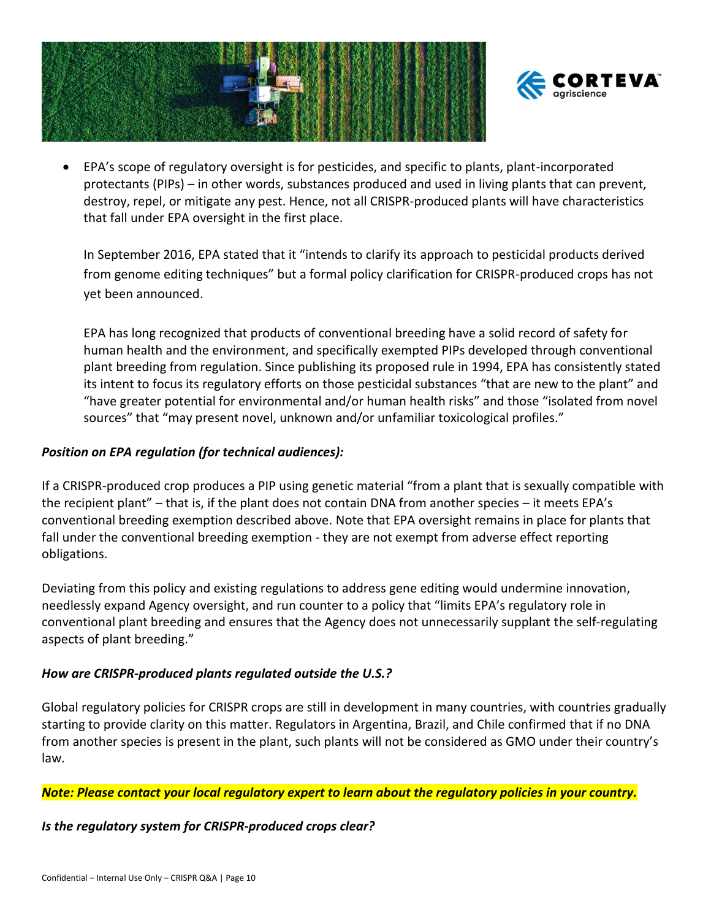- EPA's scope of regulatory oversight is for pesticides, and specific to plants, plant-incorporated protectants (PIPs) – in other words, substances produced and used in living plants that can prevent, destroy, repel, or mitigate any pest. Hence, not all CRISPR-produced plants will have characteristics that fall under EPA oversight in the first place.

  In September 2016, EPA stated that it "intends to clarify its approach to pesticidal products derived from genome editing techniques" but a formal policy clarification for CRISPR-produced crops has not yet been announced.

  EPA has long recognized that products of conventional breeding have a solid record of safety for human health and the environment, and specifically exempted PIPs developed through conventional plant breeding from regulation. Since publishing its proposed rule in 1994, EPA has consistently stated its intent to focus its regulatory efforts on those pesticidal substances "that are new to the plant" and "have greater potential for environmental and/or human health risks" and those "isolated from novel sources" that "may present novel, unknown and/or unfamiliar toxicological profiles."

***Position on EPA regulation (for technical audiences):***

If a CRISPR-produced crop produces a PIP using genetic material "from a plant that is sexually compatible with the recipient plant" – that is, if the plant does not contain DNA from another species – it meets EPA's conventional breeding exemption described above. Note that EPA oversight remains in place for plants that fall under the conventional breeding exemption - they are not exempt from adverse effect reporting obligations.

Deviating from this policy and existing regulations to address gene editing would undermine innovation, needlessly expand Agency oversight, and run counter to a policy that "limits EPA's regulatory role in conventional plant breeding and ensures that the Agency does not unnecessarily supplant the self-regulating aspects of plant breeding."

***How are CRISPR-produced plants regulated outside the U.S.?***

Global regulatory policies for CRISPR crops are still in development in many countries, with countries gradually starting to provide clarity on this matter. Regulators in Argentina, Brazil, and Chile confirmed that if no DNA from another species is present in the plant, such plants will not be considered as GMO under their country's law.

***Note: Please contact your local regulatory expert to learn about the regulatory policies in your country.***

***Is the regulatory system for CRISPR-produced crops clear?***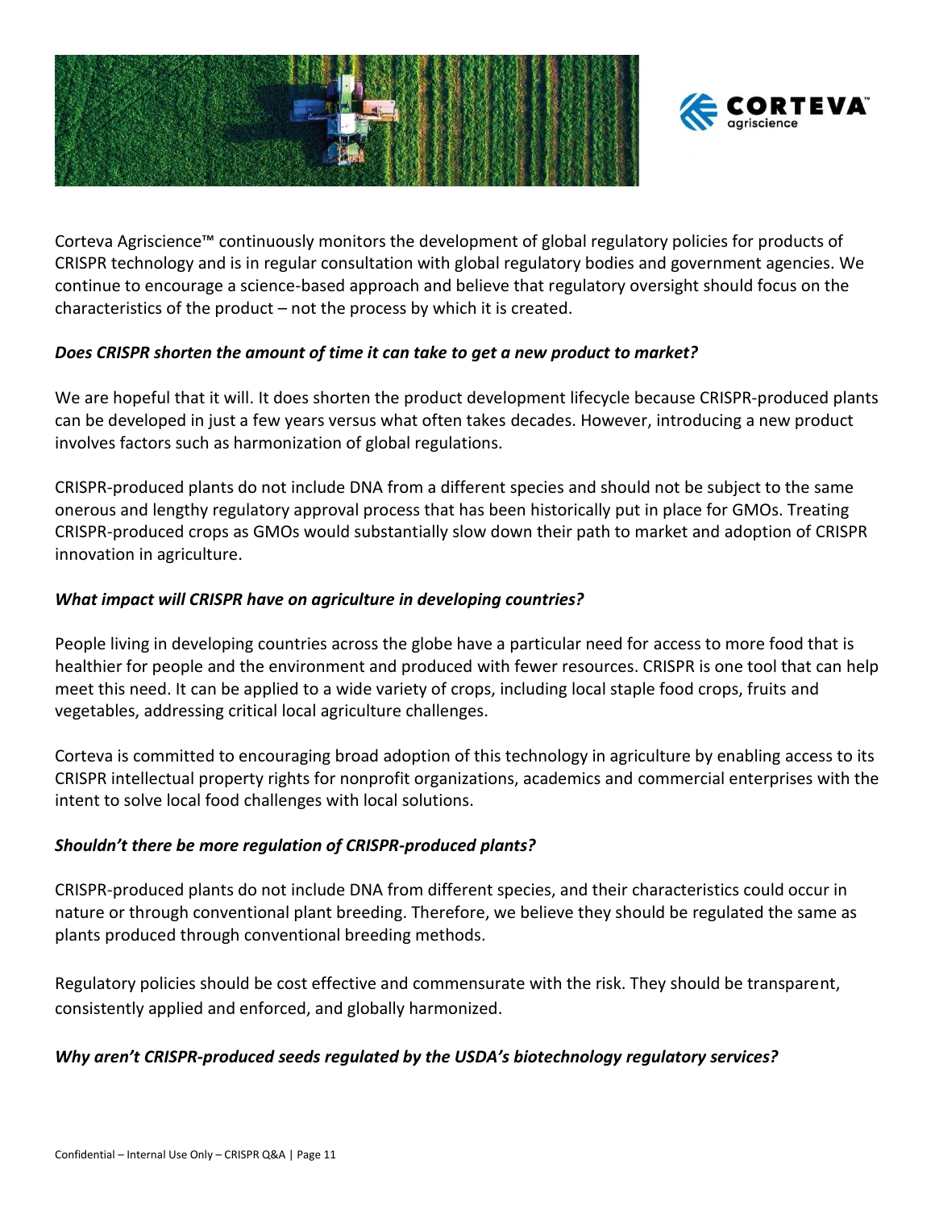Corteva Agriscience™ continuously monitors the development of global regulatory policies for products of CRISPR technology and is in regular consultation with global regulatory bodies and government agencies. We continue to encourage a science-based approach and believe that regulatory oversight should focus on the characteristics of the product – not the process by which it is created.

***Does CRISPR shorten the amount of time it can take to get a new product to market?***

We are hopeful that it will. It does shorten the product development lifecycle because CRISPR-produced plants can be developed in just a few years versus what often takes decades. However, introducing a new product involves factors such as harmonization of global regulations.

CRISPR-produced plants do not include DNA from a different species and should not be subject to the same onerous and lengthy regulatory approval process that has been historically put in place for GMOs. Treating CRISPR-produced crops as GMOs would substantially slow down their path to market and adoption of CRISPR innovation in agriculture.

***What impact will CRISPR have on agriculture in developing countries?***

People living in developing countries across the globe have a particular need for access to more food that is healthier for people and the environment and produced with fewer resources. CRISPR is one tool that can help meet this need. It can be applied to a wide variety of crops, including local staple food crops, fruits and vegetables, addressing critical local agriculture challenges.

Corteva is committed to encouraging broad adoption of this technology in agriculture by enabling access to its CRISPR intellectual property rights for nonprofit organizations, academics and commercial enterprises with the intent to solve local food challenges with local solutions.

***Shouldn't there be more regulation of CRISPR-produced plants?***

CRISPR-produced plants do not include DNA from different species, and their characteristics could occur in nature or through conventional plant breeding. Therefore, we believe they should be regulated the same as plants produced through conventional breeding methods.

Regulatory policies should be cost effective and commensurate with the risk. They should be transparent, consistently applied and enforced, and globally harmonized.

***Why aren't CRISPR-produced seeds regulated by the USDA's biotechnology regulatory services?***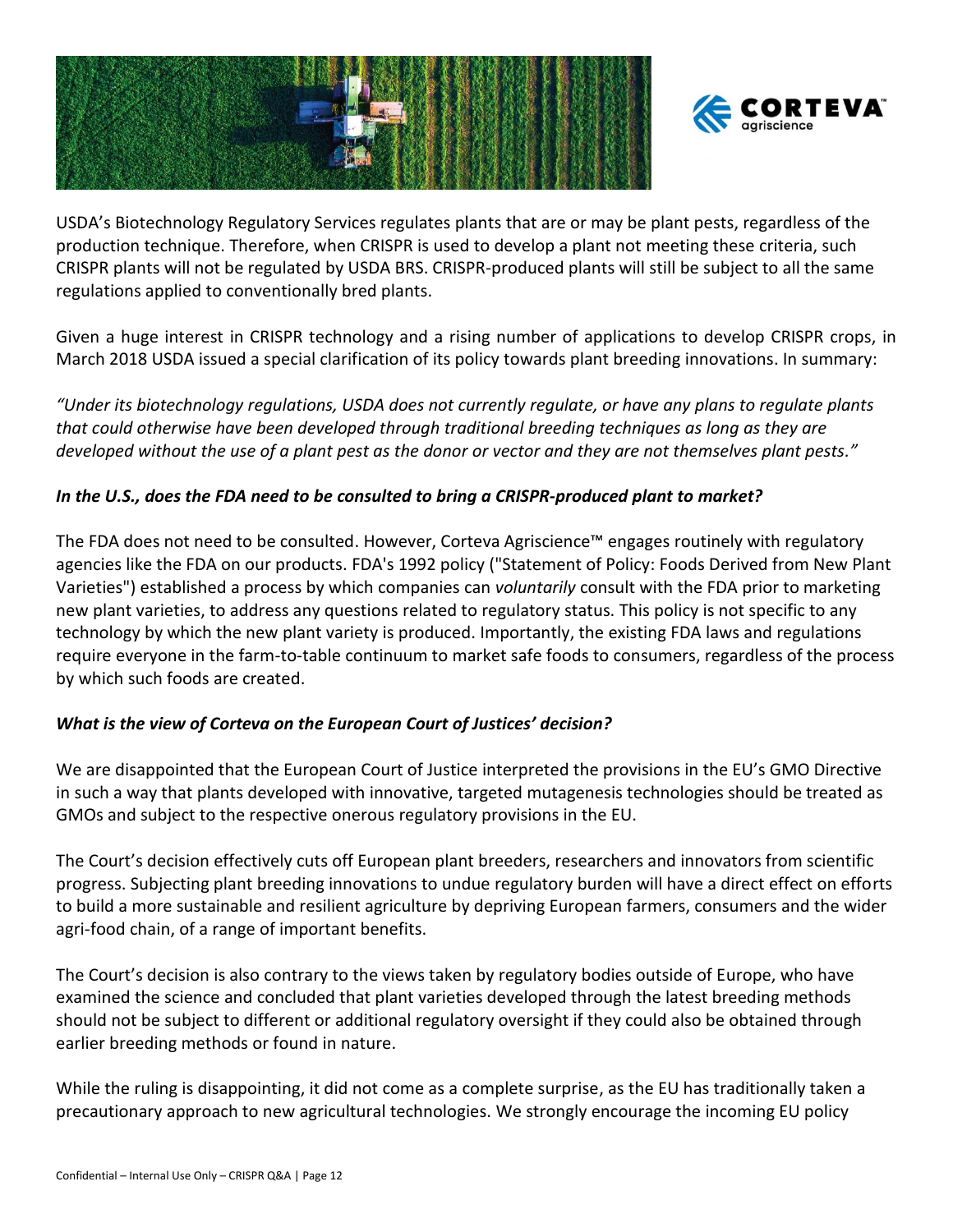USDA's Biotechnology Regulatory Services regulates plants that are or may be plant pests, regardless of the production technique. Therefore, when CRISPR is used to develop a plant not meeting these criteria, such CRISPR plants will not be regulated by USDA BRS. CRISPR-produced plants will still be subject to all the same regulations applied to conventionally bred plants.

Given a huge interest in CRISPR technology and a rising number of applications to develop CRISPR crops, in March 2018 USDA issued a special clarification of its policy towards plant breeding innovations. In summary:

*"Under its biotechnology regulations, USDA does not currently regulate, or have any plans to regulate plants that could otherwise have been developed through traditional breeding techniques as long as they are developed without the use of a plant pest as the donor or vector and they are not themselves plant pests."*

***In the U.S., does the FDA need to be consulted to bring a CRISPR-produced plant to market?***

The FDA does not need to be consulted. However, Corteva Agriscience™ engages routinely with regulatory agencies like the FDA on our products. FDA's 1992 policy ("Statement of Policy: Foods Derived from New Plant Varieties") established a process by which companies can *voluntarily* consult with the FDA prior to marketing new plant varieties, to address any questions related to regulatory status. This policy is not specific to any technology by which the new plant variety is produced. Importantly, the existing FDA laws and regulations require everyone in the farm-to-table continuum to market safe foods to consumers, regardless of the process by which such foods are created.

***What is the view of Corteva on the European Court of Justices' decision?***

We are disappointed that the European Court of Justice interpreted the provisions in the EU's GMO Directive in such a way that plants developed with innovative, targeted mutagenesis technologies should be treated as GMOs and subject to the respective onerous regulatory provisions in the EU.

The Court's decision effectively cuts off European plant breeders, researchers and innovators from scientific progress. Subjecting plant breeding innovations to undue regulatory burden will have a direct effect on efforts to build a more sustainable and resilient agriculture by depriving European farmers, consumers and the wider agri-food chain, of a range of important benefits.

The Court's decision is also contrary to the views taken by regulatory bodies outside of Europe, who have examined the science and concluded that plant varieties developed through the latest breeding methods should not be subject to different or additional regulatory oversight if they could also be obtained through earlier breeding methods or found in nature.

While the ruling is disappointing, it did not come as a complete surprise, as the EU has traditionally taken a precautionary approach to new agricultural technologies. We strongly encourage the incoming EU policy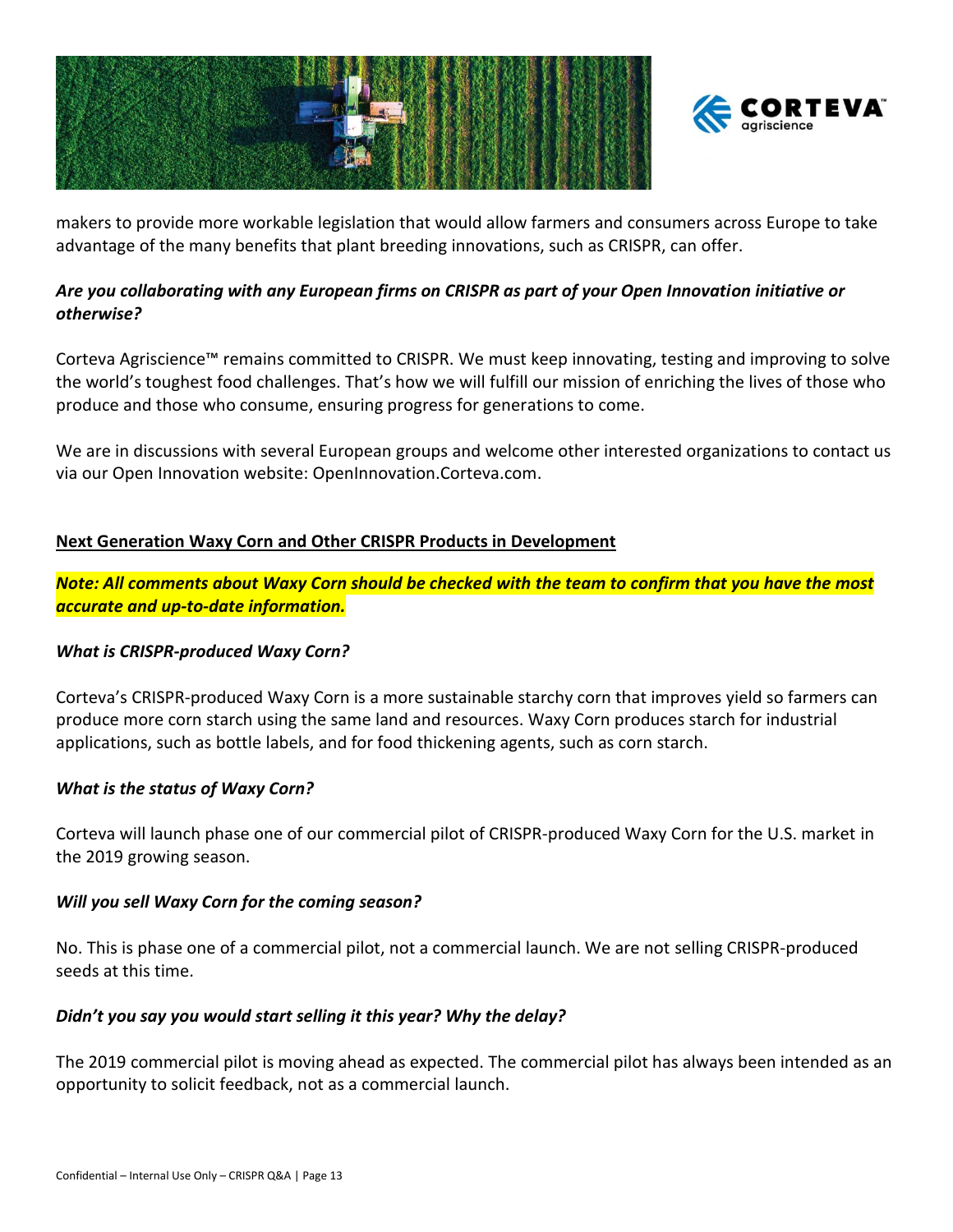makers to provide more workable legislation that would allow farmers and consumers across Europe to take advantage of the many benefits that plant breeding innovations, such as CRISPR, can offer.

***Are you collaborating with any European firms on CRISPR as part of your Open Innovation initiative or otherwise?***

Corteva Agriscience™ remains committed to CRISPR. We must keep innovating, testing and improving to solve the world's toughest food challenges. That's how we will fulfill our mission of enriching the lives of those who produce and those who consume, ensuring progress for generations to come.

We are in discussions with several European groups and welcome other interested organizations to contact us via our Open Innovation website: OpenInnovation.Corteva.com.

## Next Generation Waxy Corn and Other CRISPR Products in Development

***Note: All comments about Waxy Corn should be checked with the team to confirm that you have the most accurate and up-to-date information.***

***What is CRISPR-produced Waxy Corn?***

Corteva's CRISPR-produced Waxy Corn is a more sustainable starchy corn that improves yield so farmers can produce more corn starch using the same land and resources. Waxy Corn produces starch for industrial applications, such as bottle labels, and for food thickening agents, such as corn starch.

***What is the status of Waxy Corn?***

Corteva will launch phase one of our commercial pilot of CRISPR-produced Waxy Corn for the U.S. market in the 2019 growing season.

***Will you sell Waxy Corn for the coming season?***

No. This is phase one of a commercial pilot, not a commercial launch. We are not selling CRISPR-produced seeds at this time.

***Didn't you say you would start selling it this year? Why the delay?***

The 2019 commercial pilot is moving ahead as expected. The commercial pilot has always been intended as an opportunity to solicit feedback, not as a commercial launch.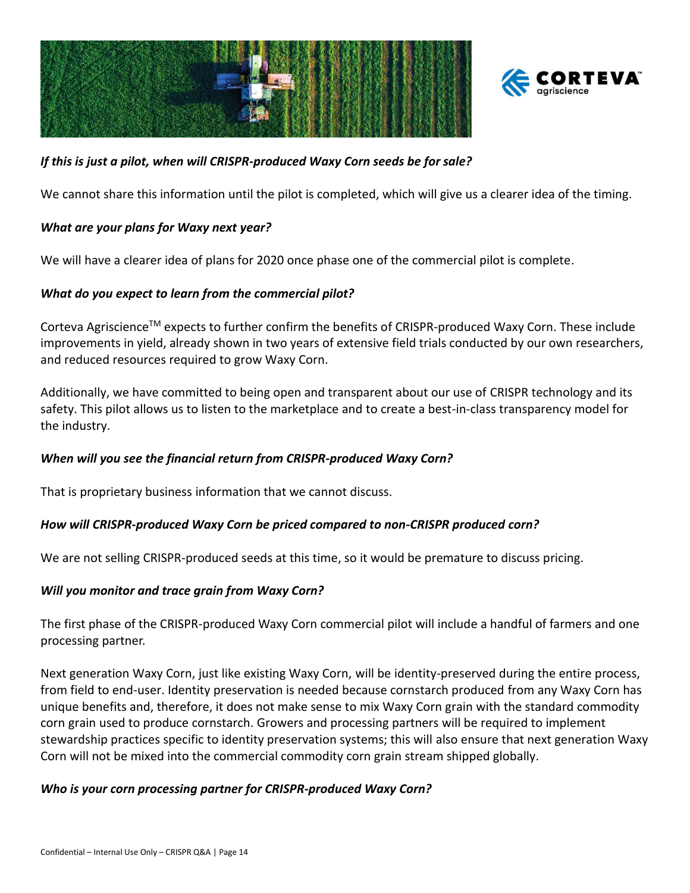***If this is just a pilot, when will CRISPR-produced Waxy Corn seeds be for sale?***

We cannot share this information until the pilot is completed, which will give us a clearer idea of the timing.

***What are your plans for Waxy next year?***

We will have a clearer idea of plans for 2020 once phase one of the commercial pilot is complete.

***What do you expect to learn from the commercial pilot?***

Corteva Agriscience™ expects to further confirm the benefits of CRISPR-produced Waxy Corn. These include improvements in yield, already shown in two years of extensive field trials conducted by our own researchers, and reduced resources required to grow Waxy Corn.

Additionally, we have committed to being open and transparent about our use of CRISPR technology and its safety. This pilot allows us to listen to the marketplace and to create a best-in-class transparency model for the industry.

***When will you see the financial return from CRISPR-produced Waxy Corn?***

That is proprietary business information that we cannot discuss.

***How will CRISPR-produced Waxy Corn be priced compared to non-CRISPR produced corn?***

We are not selling CRISPR-produced seeds at this time, so it would be premature to discuss pricing.

***Will you monitor and trace grain from Waxy Corn?***

The first phase of the CRISPR-produced Waxy Corn commercial pilot will include a handful of farmers and one processing partner.

Next generation Waxy Corn, just like existing Waxy Corn, will be identity-preserved during the entire process, from field to end-user. Identity preservation is needed because cornstarch produced from any Waxy Corn has unique benefits and, therefore, it does not make sense to mix Waxy Corn grain with the standard commodity corn grain used to produce cornstarch. Growers and processing partners will be required to implement stewardship practices specific to identity preservation systems; this will also ensure that next generation Waxy Corn will not be mixed into the commercial commodity corn grain stream shipped globally.

***Who is your corn processing partner for CRISPR-produced Waxy Corn?***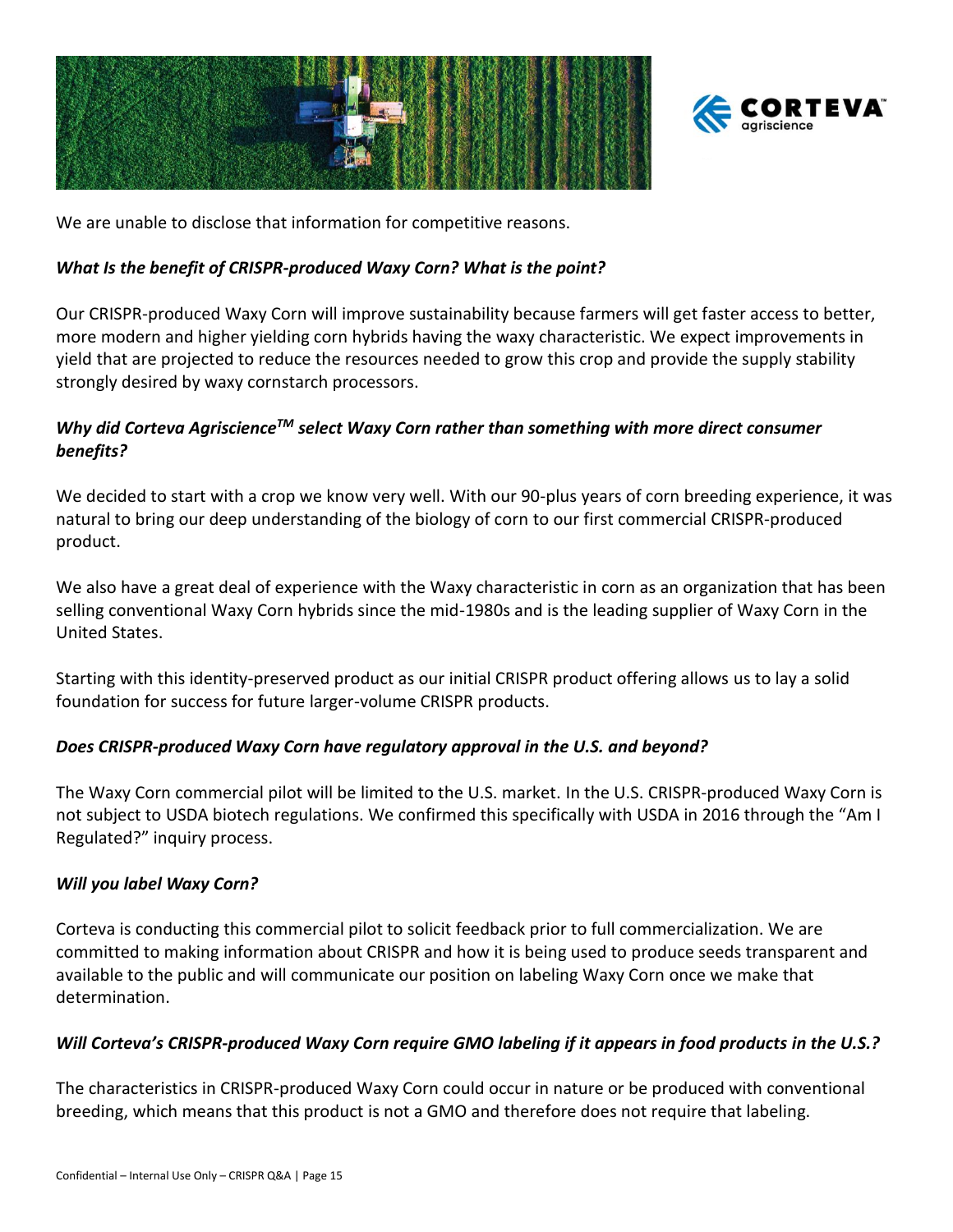We are unable to disclose that information for competitive reasons.

***What Is the benefit of CRISPR-produced Waxy Corn? What is the point?***

Our CRISPR-produced Waxy Corn will improve sustainability because farmers will get faster access to better, more modern and higher yielding corn hybrids having the waxy characteristic. We expect improvements in yield that are projected to reduce the resources needed to grow this crop and provide the supply stability strongly desired by waxy cornstarch processors.

***Why did Corteva Agriscience™ select Waxy Corn rather than something with more direct consumer benefits?***

We decided to start with a crop we know very well. With our 90-plus years of corn breeding experience, it was natural to bring our deep understanding of the biology of corn to our first commercial CRISPR-produced product.

We also have a great deal of experience with the Waxy characteristic in corn as an organization that has been selling conventional Waxy Corn hybrids since the mid-1980s and is the leading supplier of Waxy Corn in the United States.

Starting with this identity-preserved product as our initial CRISPR product offering allows us to lay a solid foundation for success for future larger-volume CRISPR products.

***Does CRISPR-produced Waxy Corn have regulatory approval in the U.S. and beyond?***

The Waxy Corn commercial pilot will be limited to the U.S. market. In the U.S. CRISPR-produced Waxy Corn is not subject to USDA biotech regulations. We confirmed this specifically with USDA in 2016 through the "Am I Regulated?" inquiry process.

***Will you label Waxy Corn?***

Corteva is conducting this commercial pilot to solicit feedback prior to full commercialization. We are committed to making information about CRISPR and how it is being used to produce seeds transparent and available to the public and will communicate our position on labeling Waxy Corn once we make that determination.

***Will Corteva's CRISPR-produced Waxy Corn require GMO labeling if it appears in food products in the U.S.?***

The characteristics in CRISPR-produced Waxy Corn could occur in nature or be produced with conventional breeding, which means that this product is not a GMO and therefore does not require that labeling.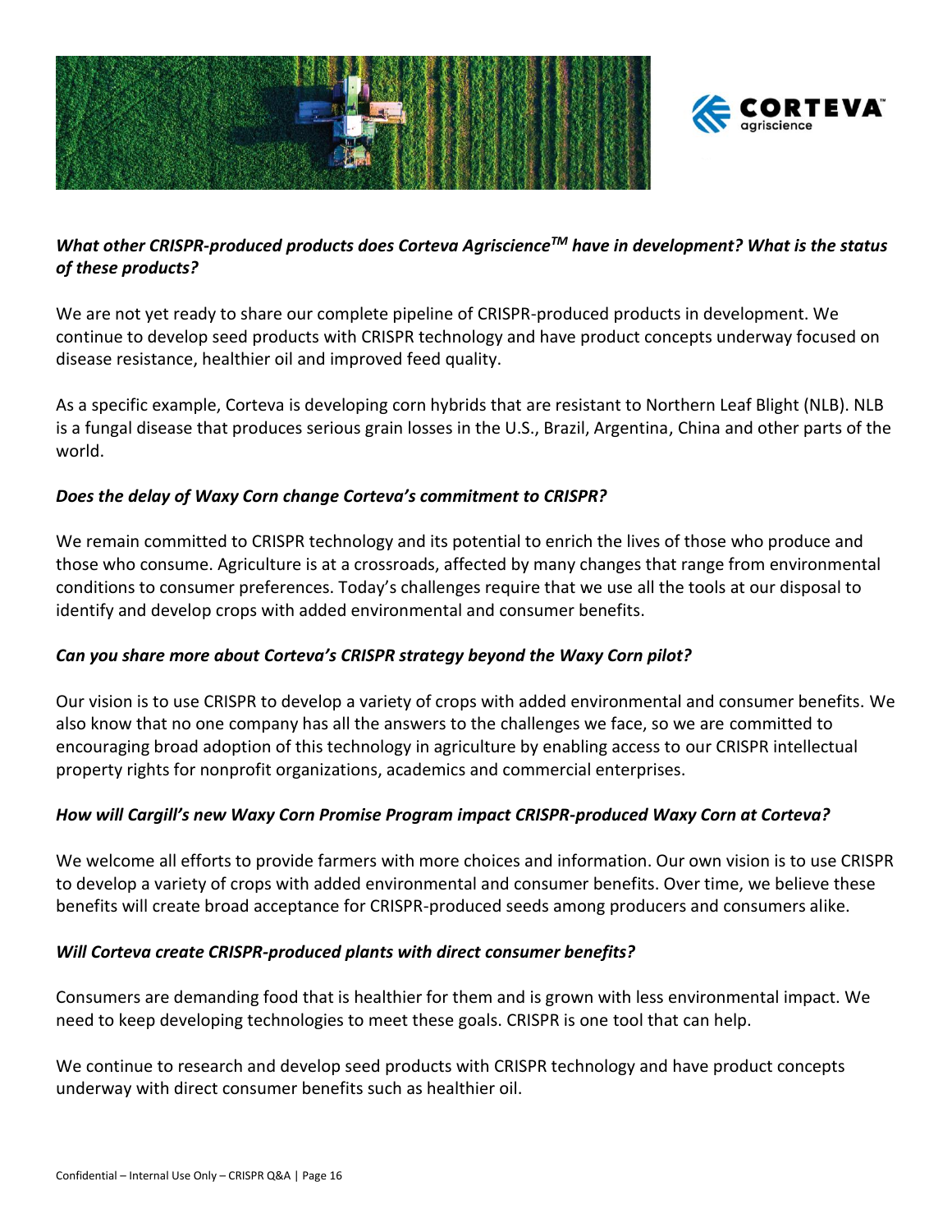***What other CRISPR-produced products does Corteva Agriscience™ have in development? What is the status of these products?***

We are not yet ready to share our complete pipeline of CRISPR-produced products in development. We continue to develop seed products with CRISPR technology and have product concepts underway focused on disease resistance, healthier oil and improved feed quality.

As a specific example, Corteva is developing corn hybrids that are resistant to Northern Leaf Blight (NLB). NLB is a fungal disease that produces serious grain losses in the U.S., Brazil, Argentina, China and other parts of the world.

***Does the delay of Waxy Corn change Corteva's commitment to CRISPR?***

We remain committed to CRISPR technology and its potential to enrich the lives of those who produce and those who consume. Agriculture is at a crossroads, affected by many changes that range from environmental conditions to consumer preferences. Today's challenges require that we use all the tools at our disposal to identify and develop crops with added environmental and consumer benefits.

***Can you share more about Corteva's CRISPR strategy beyond the Waxy Corn pilot?***

Our vision is to use CRISPR to develop a variety of crops with added environmental and consumer benefits. We also know that no one company has all the answers to the challenges we face, so we are committed to encouraging broad adoption of this technology in agriculture by enabling access to our CRISPR intellectual property rights for nonprofit organizations, academics and commercial enterprises.

***How will Cargill's new Waxy Corn Promise Program impact CRISPR-produced Waxy Corn at Corteva?***

We welcome all efforts to provide farmers with more choices and information. Our own vision is to use CRISPR to develop a variety of crops with added environmental and consumer benefits. Over time, we believe these benefits will create broad acceptance for CRISPR-produced seeds among producers and consumers alike.

***Will Corteva create CRISPR-produced plants with direct consumer benefits?***

Consumers are demanding food that is healthier for them and is grown with less environmental impact. We need to keep developing technologies to meet these goals. CRISPR is one tool that can help.

We continue to research and develop seed products with CRISPR technology and have product concepts underway with direct consumer benefits such as healthier oil.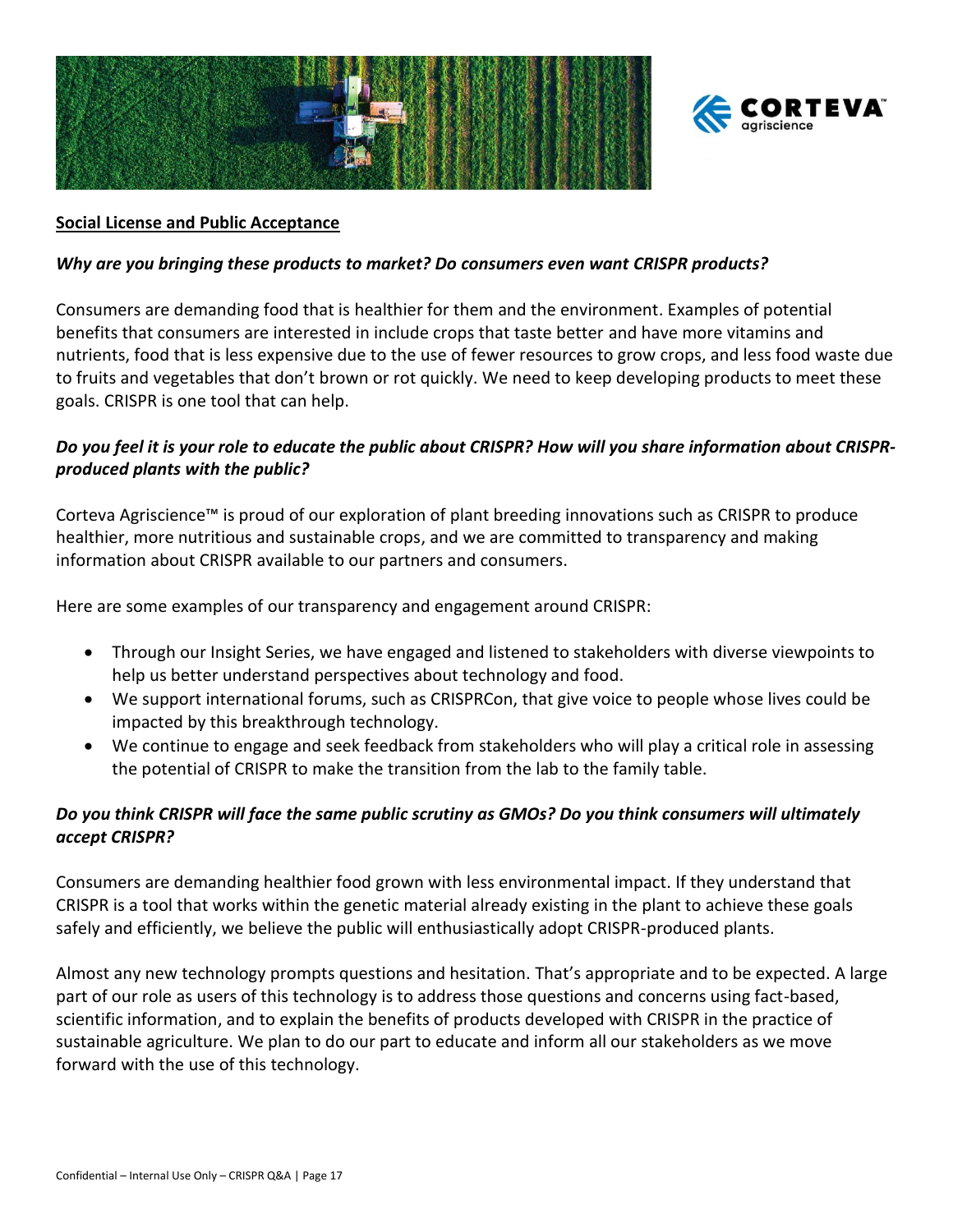## Social License and Public Acceptance

***Why are you bringing these products to market? Do consumers even want CRISPR products?***

Consumers are demanding food that is healthier for them and the environment. Examples of potential benefits that consumers are interested in include crops that taste better and have more vitamins and nutrients, food that is less expensive due to the use of fewer resources to grow crops, and less food waste due to fruits and vegetables that don't brown or rot quickly. We need to keep developing products to meet these goals. CRISPR is one tool that can help.

***Do you feel it is your role to educate the public about CRISPR? How will you share information about CRISPR-produced plants with the public?***

Corteva Agriscience™ is proud of our exploration of plant breeding innovations such as CRISPR to produce healthier, more nutritious and sustainable crops, and we are committed to transparency and making information about CRISPR available to our partners and consumers.

Here are some examples of our transparency and engagement around CRISPR:

- Through our Insight Series, we have engaged and listened to stakeholders with diverse viewpoints to help us better understand perspectives about technology and food.
- We support international forums, such as CRISPRCon, that give voice to people whose lives could be impacted by this breakthrough technology.
- We continue to engage and seek feedback from stakeholders who will play a critical role in assessing the potential of CRISPR to make the transition from the lab to the family table.

***Do you think CRISPR will face the same public scrutiny as GMOs? Do you think consumers will ultimately accept CRISPR?***

Consumers are demanding healthier food grown with less environmental impact. If they understand that CRISPR is a tool that works within the genetic material already existing in the plant to achieve these goals safely and efficiently, we believe the public will enthusiastically adopt CRISPR-produced plants.

Almost any new technology prompts questions and hesitation. That's appropriate and to be expected. A large part of our role as users of this technology is to address those questions and concerns using fact-based, scientific information, and to explain the benefits of products developed with CRISPR in the practice of sustainable agriculture. We plan to do our part to educate and inform all our stakeholders as we move forward with the use of this technology.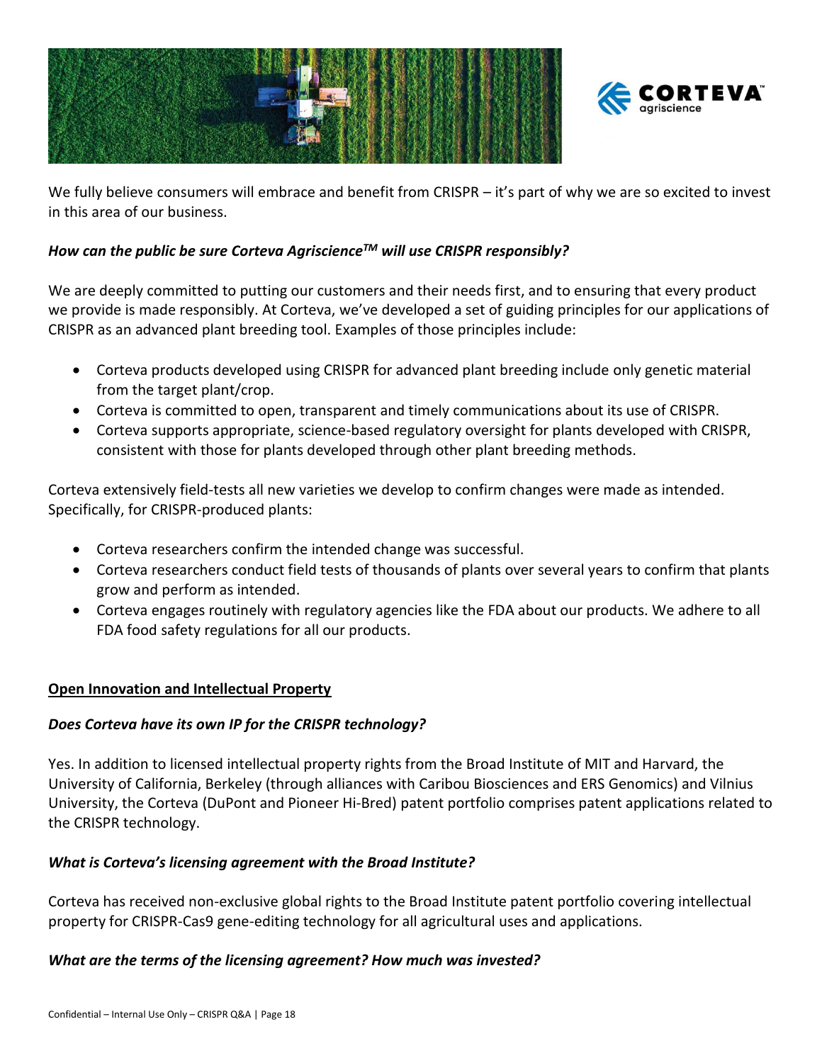We fully believe consumers will embrace and benefit from CRISPR – it's part of why we are so excited to invest in this area of our business.

***How can the public be sure Corteva Agriscience™ will use CRISPR responsibly?***

We are deeply committed to putting our customers and their needs first, and to ensuring that every product we provide is made responsibly. At Corteva, we've developed a set of guiding principles for our applications of CRISPR as an advanced plant breeding tool. Examples of those principles include:

- Corteva products developed using CRISPR for advanced plant breeding include only genetic material from the target plant/crop.
- Corteva is committed to open, transparent and timely communications about its use of CRISPR.
- Corteva supports appropriate, science-based regulatory oversight for plants developed with CRISPR, consistent with those for plants developed through other plant breeding methods.

Corteva extensively field-tests all new varieties we develop to confirm changes were made as intended. Specifically, for CRISPR-produced plants:

- Corteva researchers confirm the intended change was successful.
- Corteva researchers conduct field tests of thousands of plants over several years to confirm that plants grow and perform as intended.
- Corteva engages routinely with regulatory agencies like the FDA about our products. We adhere to all FDA food safety regulations for all our products.

## Open Innovation and Intellectual Property

***Does Corteva have its own IP for the CRISPR technology?***

Yes. In addition to licensed intellectual property rights from the Broad Institute of MIT and Harvard, the University of California, Berkeley (through alliances with Caribou Biosciences and ERS Genomics) and Vilnius University, the Corteva (DuPont and Pioneer Hi-Bred) patent portfolio comprises patent applications related to the CRISPR technology.

***What is Corteva's licensing agreement with the Broad Institute?***

Corteva has received non-exclusive global rights to the Broad Institute patent portfolio covering intellectual property for CRISPR-Cas9 gene-editing technology for all agricultural uses and applications.

***What are the terms of the licensing agreement? How much was invested?***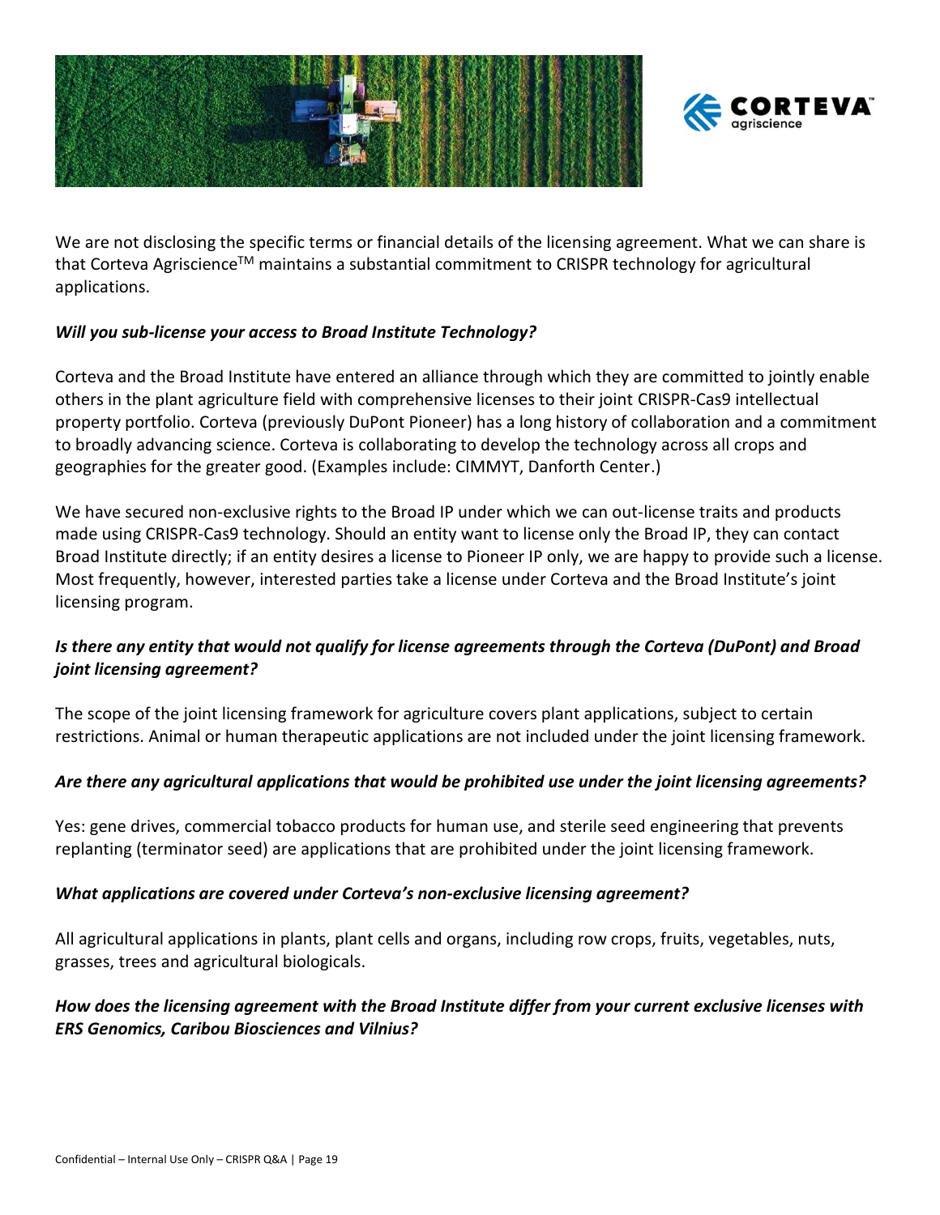We are not disclosing the specific terms or financial details of the licensing agreement. What we can share is that Corteva Agriscience™ maintains a substantial commitment to CRISPR technology for agricultural applications.

***Will you sub-license your access to Broad Institute Technology?***

Corteva and the Broad Institute have entered an alliance through which they are committed to jointly enable others in the plant agriculture field with comprehensive licenses to their joint CRISPR-Cas9 intellectual property portfolio. Corteva (previously DuPont Pioneer) has a long history of collaboration and a commitment to broadly advancing science. Corteva is collaborating to develop the technology across all crops and geographies for the greater good. (Examples include: CIMMYT, Danforth Center.)

We have secured non-exclusive rights to the Broad IP under which we can out-license traits and products made using CRISPR-Cas9 technology. Should an entity want to license only the Broad IP, they can contact Broad Institute directly; if an entity desires a license to Pioneer IP only, we are happy to provide such a license. Most frequently, however, interested parties take a license under Corteva and the Broad Institute's joint licensing program.

***Is there any entity that would not qualify for license agreements through the Corteva (DuPont) and Broad joint licensing agreement?***

The scope of the joint licensing framework for agriculture covers plant applications, subject to certain restrictions. Animal or human therapeutic applications are not included under the joint licensing framework.

***Are there any agricultural applications that would be prohibited use under the joint licensing agreements?***

Yes: gene drives, commercial tobacco products for human use, and sterile seed engineering that prevents replanting (terminator seed) are applications that are prohibited under the joint licensing framework.

***What applications are covered under Corteva's non-exclusive licensing agreement?***

All agricultural applications in plants, plant cells and organs, including row crops, fruits, vegetables, nuts, grasses, trees and agricultural biologicals.

***How does the licensing agreement with the Broad Institute differ from your current exclusive licenses with ERS Genomics, Caribou Biosciences and Vilnius?***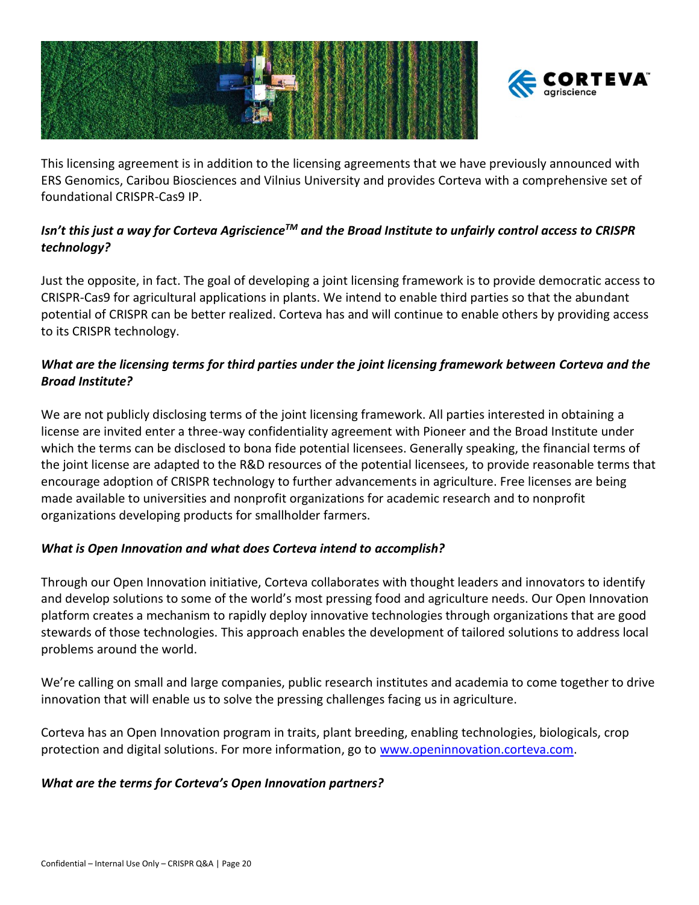This licensing agreement is in addition to the licensing agreements that we have previously announced with ERS Genomics, Caribou Biosciences and Vilnius University and provides Corteva with a comprehensive set of foundational CRISPR-Cas9 IP.

***Isn't this just a way for Corteva Agriscience™ and the Broad Institute to unfairly control access to CRISPR technology?***

Just the opposite, in fact. The goal of developing a joint licensing framework is to provide democratic access to CRISPR-Cas9 for agricultural applications in plants. We intend to enable third parties so that the abundant potential of CRISPR can be better realized. Corteva has and will continue to enable others by providing access to its CRISPR technology.

***What are the licensing terms for third parties under the joint licensing framework between Corteva and the Broad Institute?***

We are not publicly disclosing terms of the joint licensing framework. All parties interested in obtaining a license are invited enter a three-way confidentiality agreement with Pioneer and the Broad Institute under which the terms can be disclosed to bona fide potential licensees. Generally speaking, the financial terms of the joint license are adapted to the R&D resources of the potential licensees, to provide reasonable terms that encourage adoption of CRISPR technology to further advancements in agriculture. Free licenses are being made available to universities and nonprofit organizations for academic research and to nonprofit organizations developing products for smallholder farmers.

***What is Open Innovation and what does Corteva intend to accomplish?***

Through our Open Innovation initiative, Corteva collaborates with thought leaders and innovators to identify and develop solutions to some of the world's most pressing food and agriculture needs. Our Open Innovation platform creates a mechanism to rapidly deploy innovative technologies through organizations that are good stewards of those technologies. This approach enables the development of tailored solutions to address local problems around the world.

We're calling on small and large companies, public research institutes and academia to come together to drive innovation that will enable us to solve the pressing challenges facing us in agriculture.

Corteva has an Open Innovation program in traits, plant breeding, enabling technologies, biologicals, crop protection and digital solutions. For more information, go to [www.openinnovation.corteva.com](www.openinnovation.corteva.com).

***What are the terms for Corteva's Open Innovation partners?***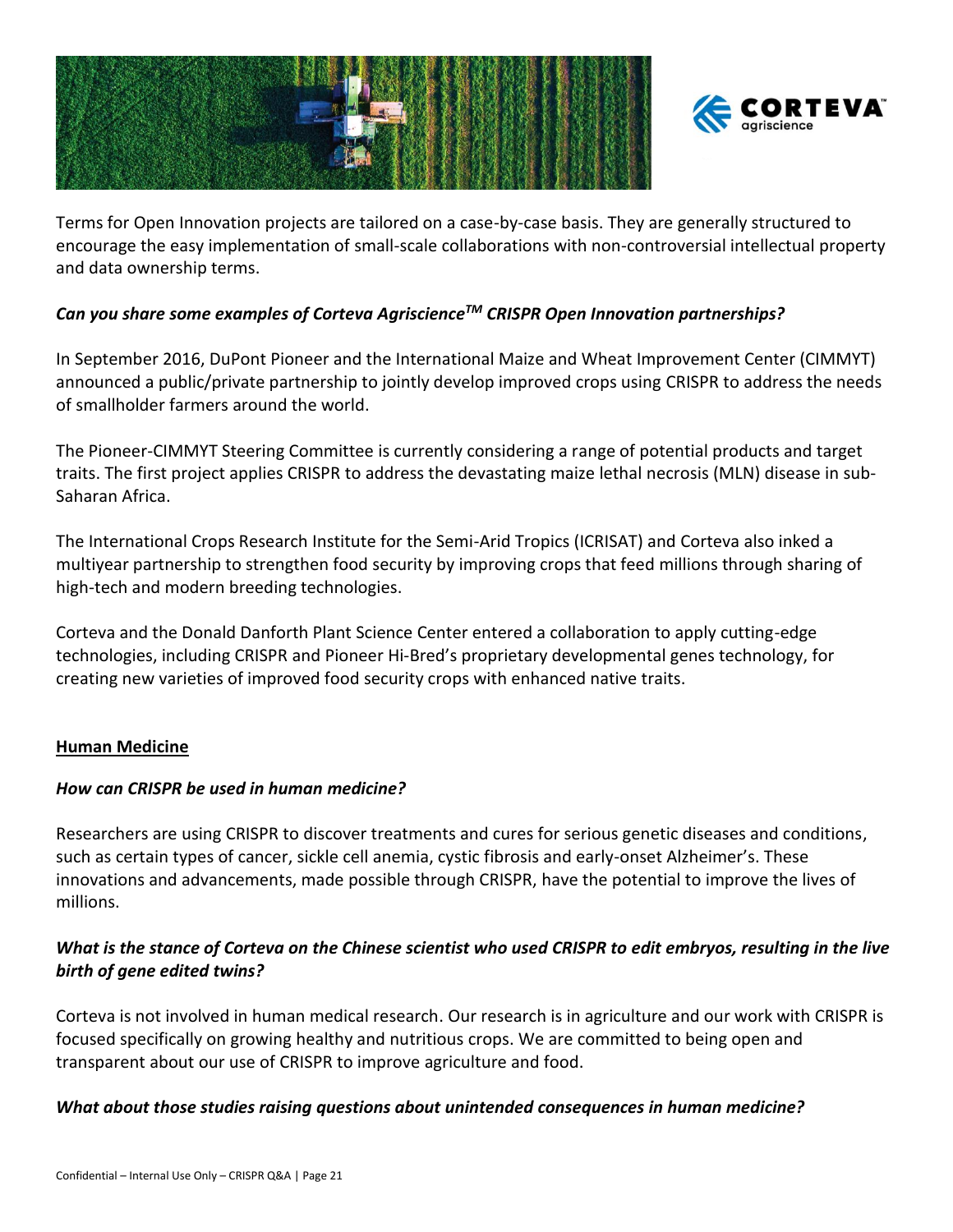Terms for Open Innovation projects are tailored on a case-by-case basis. They are generally structured to encourage the easy implementation of small-scale collaborations with non-controversial intellectual property and data ownership terms.

***Can you share some examples of Corteva Agriscience$^{TM}$ CRISPR Open Innovation partnerships?***

In September 2016, DuPont Pioneer and the International Maize and Wheat Improvement Center (CIMMYT) announced a public/private partnership to jointly develop improved crops using CRISPR to address the needs of smallholder farmers around the world.

The Pioneer-CIMMYT Steering Committee is currently considering a range of potential products and target traits. The first project applies CRISPR to address the devastating maize lethal necrosis (MLN) disease in sub-Saharan Africa.

The International Crops Research Institute for the Semi-Arid Tropics (ICRISAT) and Corteva also inked a multiyear partnership to strengthen food security by improving crops that feed millions through sharing of high-tech and modern breeding technologies.

Corteva and the Donald Danforth Plant Science Center entered a collaboration to apply cutting-edge technologies, including CRISPR and Pioneer Hi-Bred's proprietary developmental genes technology, for creating new varieties of improved food security crops with enhanced native traits.

## Human Medicine

***How can CRISPR be used in human medicine?***

Researchers are using CRISPR to discover treatments and cures for serious genetic diseases and conditions, such as certain types of cancer, sickle cell anemia, cystic fibrosis and early-onset Alzheimer's. These innovations and advancements, made possible through CRISPR, have the potential to improve the lives of millions.

***What is the stance of Corteva on the Chinese scientist who used CRISPR to edit embryos, resulting in the live birth of gene edited twins?***

Corteva is not involved in human medical research. Our research is in agriculture and our work with CRISPR is focused specifically on growing healthy and nutritious crops. We are committed to being open and transparent about our use of CRISPR to improve agriculture and food.

***What about those studies raising questions about unintended consequences in human medicine?***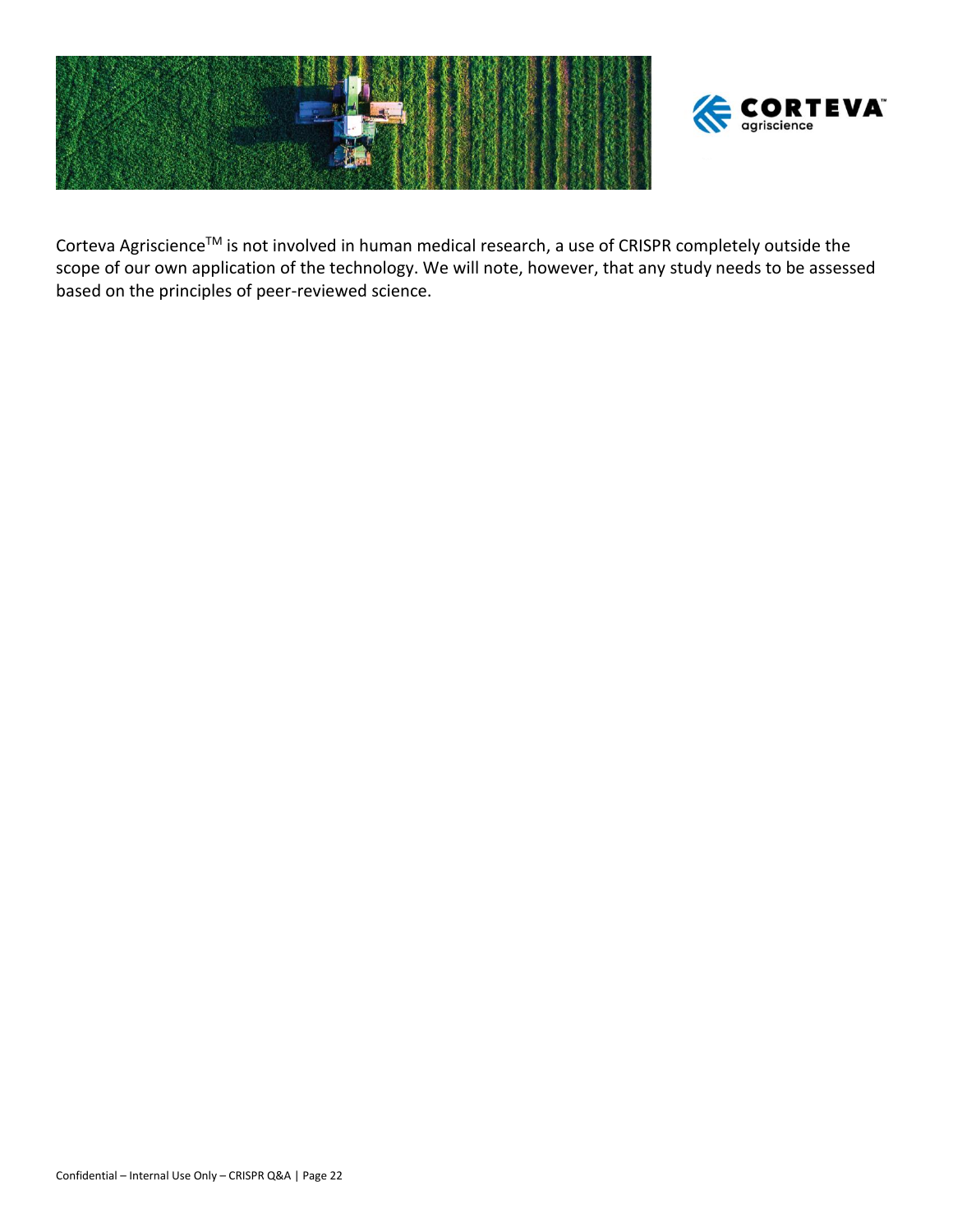Corteva Agriscience™ is not involved in human medical research, a use of CRISPR completely outside the scope of our own application of the technology. We will note, however, that any study needs to be assessed based on the principles of peer-reviewed science.